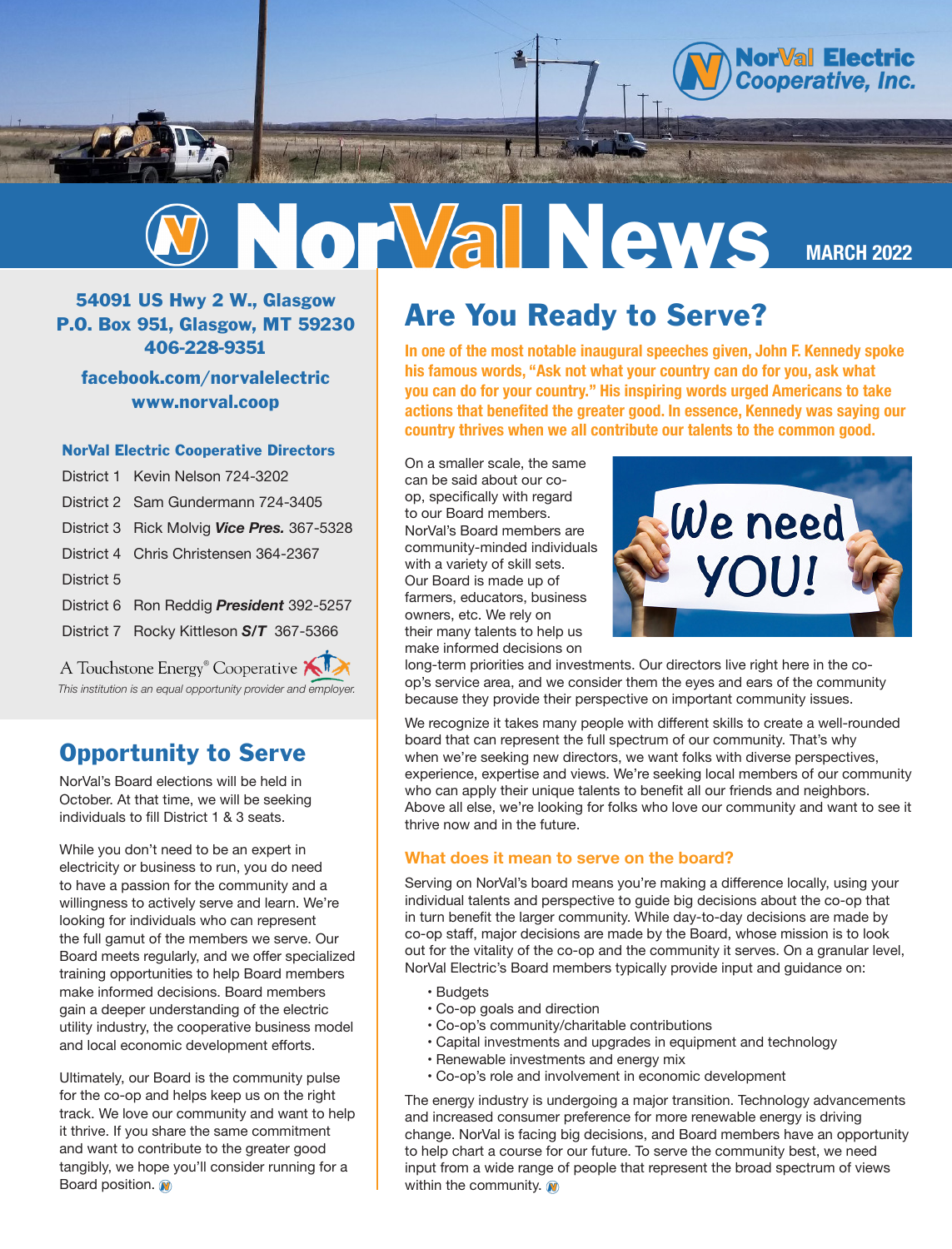NorVal Electric Cooperative, Inc.

# NorVal News

MARCH 2022

**54091 US Hwy 2 W., Glasgow**
**P.O. Box 951, Glasgow, MT 59230**
**406-228-9351**

**facebook.com/norvalelectric**
**www.norval.coop**

### NorVal Electric Cooperative Directors

| | |
|---|---|
| District 1 | Kevin Nelson 724-3202 |
| District 2 | Sam Gundermann 724-3405 |
| District 3 | Rick Molvig ***Vice Pres.*** 367-5328 |
| District 4 | Chris Christensen 364-2367 |
| District 5 | |
| District 6 | Ron Reddig ***President*** 392-5257 |
| District 7 | Rocky Kittleson ***S/T*** 367-5366 |

A Touchstone Energy® Cooperative

*This institution is an equal opportunity provider and employer.*

## Opportunity to Serve

NorVal's Board elections will be held in October. At that time, we will be seeking individuals to fill District 1 & 3 seats.

While you don't need to be an expert in electricity or business to run, you do need to have a passion for the community and a willingness to actively serve and learn. We're looking for individuals who can represent the full gamut of the members we serve. Our Board meets regularly, and we offer specialized training opportunities to help Board members make informed decisions. Board members gain a deeper understanding of the electric utility industry, the cooperative business model and local economic development efforts.

Ultimately, our Board is the community pulse for the co-op and helps keep us on the right track. We love our community and want to help it thrive. If you share the same commitment and want to contribute to the greater good tangibly, we hope you'll consider running for a Board position.

## Are You Ready to Serve?

**In one of the most notable inaugural speeches given, John F. Kennedy spoke his famous words, "Ask not what your country can do for you, ask what you can do for your country." His inspiring words urged Americans to take actions that benefited the greater good. In essence, Kennedy was saying our country thrives when we all contribute our talents to the common good.**

On a smaller scale, the same can be said about our co-op, specifically with regard to our Board members. NorVal's Board members are community-minded individuals with a variety of skill sets. Our Board is made up of farmers, educators, business owners, etc. We rely on their many talents to help us make informed decisions on long-term priorities and investments. Our directors live right here in the co-op's service area, and we consider them the eyes and ears of the community because they provide their perspective on important community issues.

We recognize it takes many people with different skills to create a well-rounded board that can represent the full spectrum of our community. That's why when we're seeking new directors, we want folks with diverse perspectives, experience, expertise and views. We're seeking local members of our community who can apply their unique talents to benefit all our friends and neighbors. Above all else, we're looking for folks who love our community and want to see it thrive now and in the future.

### What does it mean to serve on the board?

Serving on NorVal's board means you're making a difference locally, using your individual talents and perspective to guide big decisions about the co-op that in turn benefit the larger community. While day-to-day decisions are made by co-op staff, major decisions are made by the Board, whose mission is to look out for the vitality of the co-op and the community it serves. On a granular level, NorVal Electric's Board members typically provide input and guidance on:

- Budgets
- Co-op goals and direction
- Co-op's community/charitable contributions
- Capital investments and upgrades in equipment and technology
- Renewable investments and energy mix
- Co-op's role and involvement in economic development

The energy industry is undergoing a major transition. Technology advancements and increased consumer preference for more renewable energy is driving change. NorVal is facing big decisions, and Board members have an opportunity to help chart a course for our future. To serve the community best, we need input from a wide range of people that represent the broad spectrum of views within the community.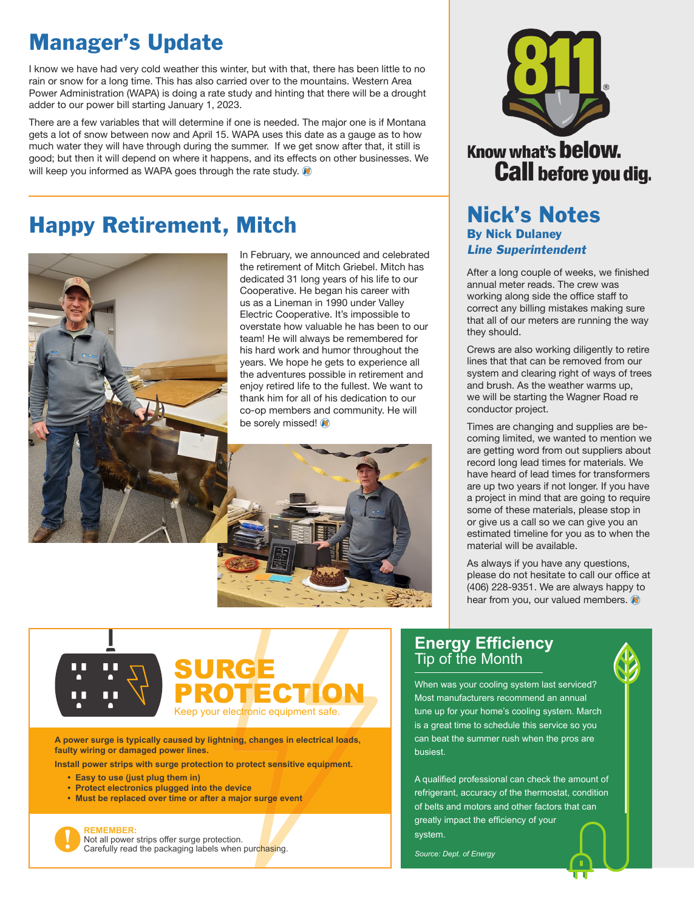## Manager's Update

I know we have had very cold weather this winter, but with that, there has been little to no rain or snow for a long time. This has also carried over to the mountains. Western Area Power Administration (WAPA) is doing a rate study and hinting that there will be a drought adder to our power bill starting January 1, 2023.

There are a few variables that will determine if one is needed. The major one is if Montana gets a lot of snow between now and April 15. WAPA uses this date as a gauge as to how much water they will have through during the summer. If we get snow after that, it still is good; but then it will depend on where it happens, and its effects on other businesses. We will keep you informed as WAPA goes through the rate study.

## Happy Retirement, Mitch

In February, we announced and celebrated the retirement of Mitch Griebel. Mitch has dedicated 31 long years of his life to our Cooperative. He began his career with us as a Lineman in 1990 under Valley Electric Cooperative. It's impossible to overstate how valuable he has been to our team! He will always be remembered for his hard work and humor throughout the years. We hope he gets to experience all the adventures possible in retirement and enjoy retired life to the fullest. We want to thank him for all of his dedication to our co-op members and community. He will be sorely missed!

811

Know what's below. Call before you dig.

## Nick's Notes

**By Nick Dulaney**

***Line Superintendent***

After a long couple of weeks, we finished annual meter reads. The crew was working along side the office staff to correct any billing mistakes making sure that all of our meters are running the way they should.

Crews are also working diligently to retire lines that that can be removed from our system and clearing right of ways of trees and brush. As the weather warms up, we will be starting the Wagner Road re conductor project.

Times are changing and supplies are becoming limited, we wanted to mention we are getting word from out suppliers about record long lead times for materials. We have heard of lead times for transformers are up two years if not longer. If you have a project in mind that are going to require some of these materials, please stop in or give us a call so we can give you an estimated timeline for you as to when the material will be available.

As always if you have any questions, please do not hesitate to call our office at (406) 228-9351. We are always happy to hear from you, our valued members.

## SURGE PROTECTION

Keep your electronic equipment safe.

**A power surge is typically caused by lightning, changes in electrical loads, faulty wiring or damaged power lines.**

**Install power strips with surge protection to protect sensitive equipment.**

- **Easy to use (just plug them in)**
- **Protect electronics plugged into the device**
- **Must be replaced over time or after a major surge event**

**REMEMBER:**
Not all power strips offer surge protection.
Carefully read the packaging labels when purchasing.

## Energy Efficiency
Tip of the Month

When was your cooling system last serviced? Most manufacturers recommend an annual tune up for your home's cooling system. March is a great time to schedule this service so you can beat the summer rush when the pros are busiest.

A qualified professional can check the amount of refrigerant, accuracy of the thermostat, condition of belts and motors and other factors that can greatly impact the efficiency of your system.

*Source: Dept. of Energy*